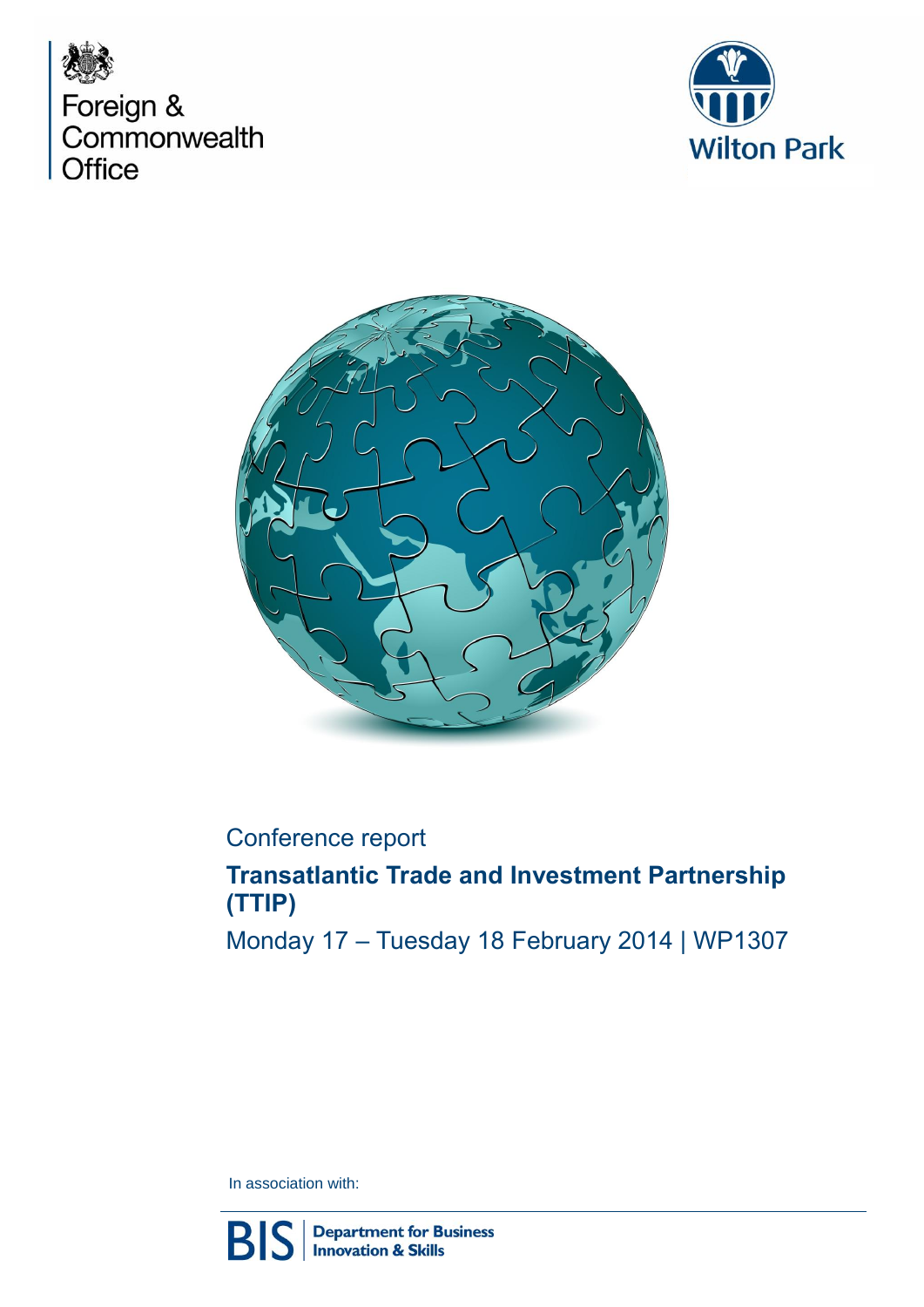Foreign & Commonwealth Office

Wilton Park

Conference report

# Transatlantic Trade and Investment Partnership (TTIP)

Monday 17 – Tuesday 18 February 2014 | WP1307

In association with:

BIS | Department for Business Innovation & Skills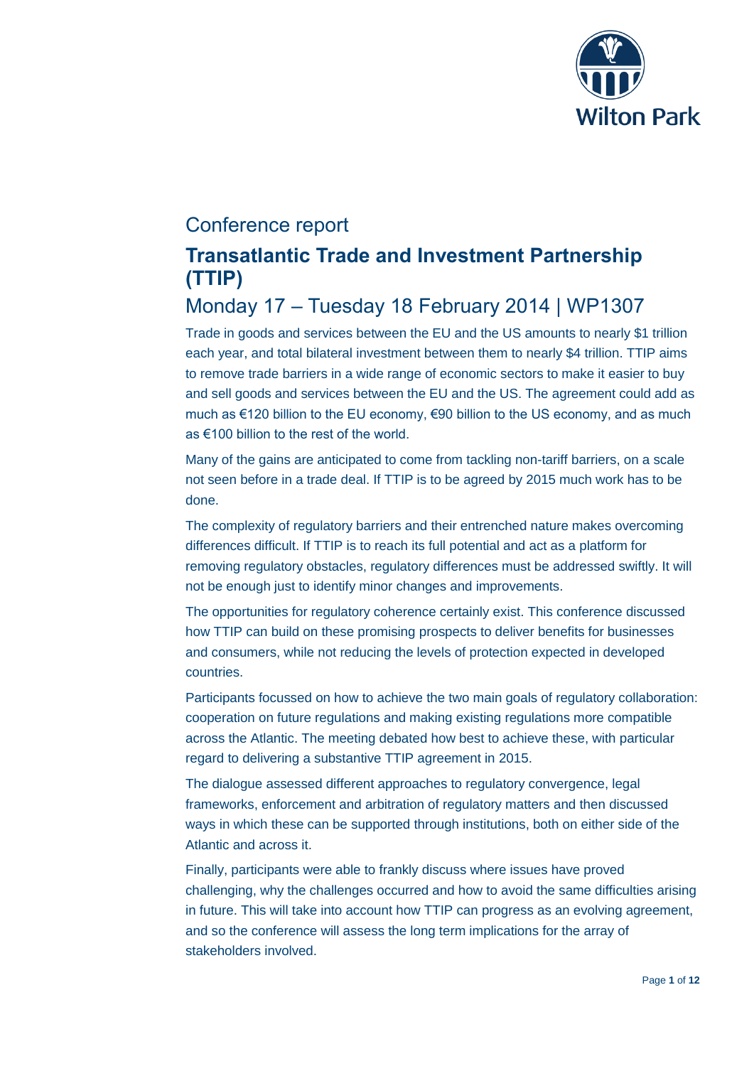Conference report

# Transatlantic Trade and Investment Partnership (TTIP)

## Monday 17 – Tuesday 18 February 2014 | WP1307

Trade in goods and services between the EU and the US amounts to nearly $1 trillion each year, and total bilateral investment between them to nearly $4 trillion. TTIP aims to remove trade barriers in a wide range of economic sectors to make it easier to buy and sell goods and services between the EU and the US. The agreement could add as much as €120 billion to the EU economy, €90 billion to the US economy, and as much as €100 billion to the rest of the world.

Many of the gains are anticipated to come from tackling non-tariff barriers, on a scale not seen before in a trade deal. If TTIP is to be agreed by 2015 much work has to be done.

The complexity of regulatory barriers and their entrenched nature makes overcoming differences difficult. If TTIP is to reach its full potential and act as a platform for removing regulatory obstacles, regulatory differences must be addressed swiftly. It will not be enough just to identify minor changes and improvements.

The opportunities for regulatory coherence certainly exist. This conference discussed how TTIP can build on these promising prospects to deliver benefits for businesses and consumers, while not reducing the levels of protection expected in developed countries.

Participants focussed on how to achieve the two main goals of regulatory collaboration: cooperation on future regulations and making existing regulations more compatible across the Atlantic. The meeting debated how best to achieve these, with particular regard to delivering a substantive TTIP agreement in 2015.

The dialogue assessed different approaches to regulatory convergence, legal frameworks, enforcement and arbitration of regulatory matters and then discussed ways in which these can be supported through institutions, both on either side of the Atlantic and across it.

Finally, participants were able to frankly discuss where issues have proved challenging, why the challenges occurred and how to avoid the same difficulties arising in future. This will take into account how TTIP can progress as an evolving agreement, and so the conference will assess the long term implications for the array of stakeholders involved.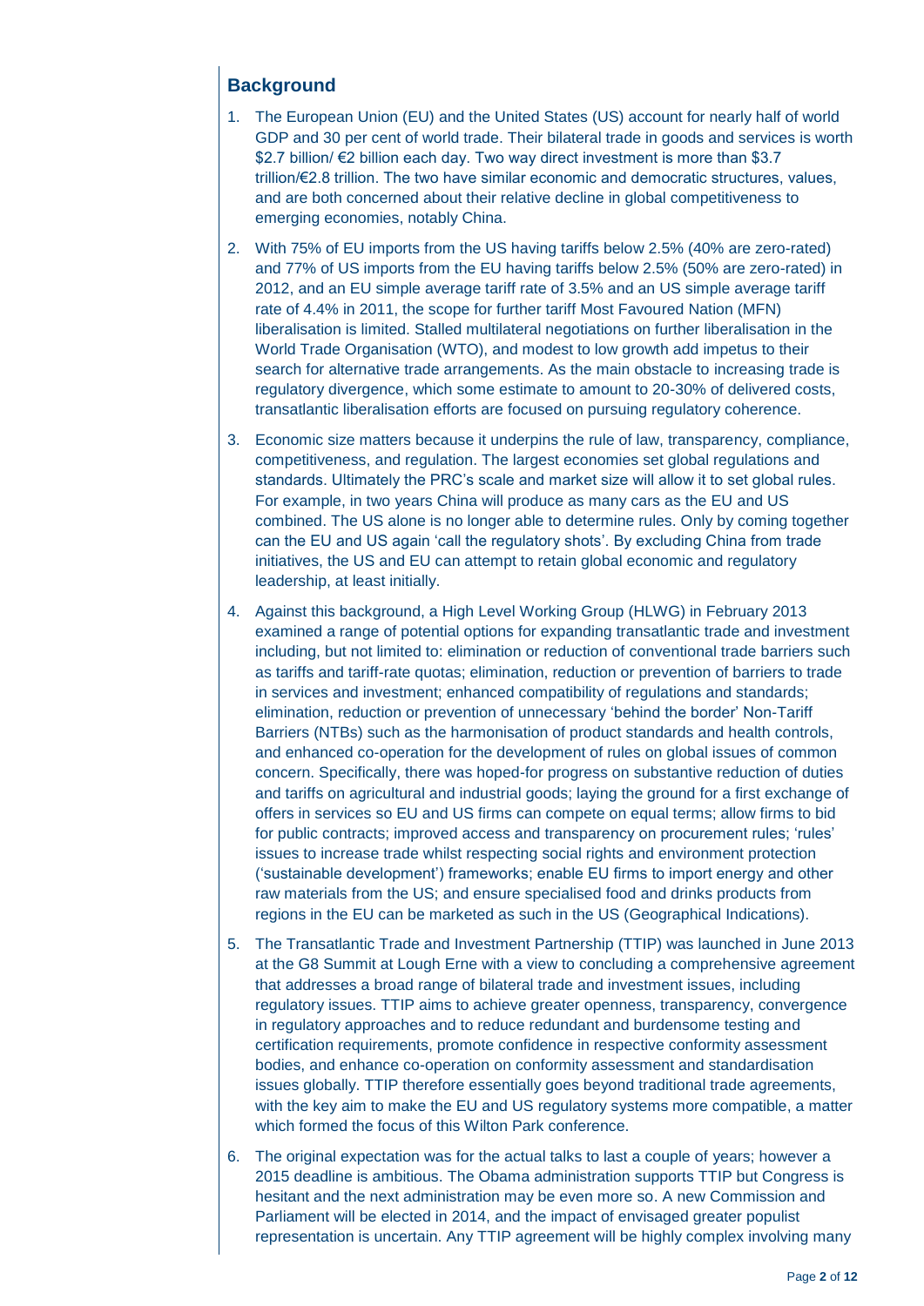## Background

1. The European Union (EU) and the United States (US) account for nearly half of world GDP and 30 per cent of world trade. Their bilateral trade in goods and services is worth \$2.7 billion/ €2 billion each day. Two way direct investment is more than \$3.7 trillion/€2.8 trillion. The two have similar economic and democratic structures, values, and are both concerned about their relative decline in global competitiveness to emerging economies, notably China.

2. With 75% of EU imports from the US having tariffs below 2.5% (40% are zero-rated) and 77% of US imports from the EU having tariffs below 2.5% (50% are zero-rated) in 2012, and an EU simple average tariff rate of 3.5% and an US simple average tariff rate of 4.4% in 2011, the scope for further tariff Most Favoured Nation (MFN) liberalisation is limited. Stalled multilateral negotiations on further liberalisation in the World Trade Organisation (WTO), and modest to low growth add impetus to their search for alternative trade arrangements. As the main obstacle to increasing trade is regulatory divergence, which some estimate to amount to 20-30% of delivered costs, transatlantic liberalisation efforts are focused on pursuing regulatory coherence.

3. Economic size matters because it underpins the rule of law, transparency, compliance, competitiveness, and regulation. The largest economies set global regulations and standards. Ultimately the PRC's scale and market size will allow it to set global rules. For example, in two years China will produce as many cars as the EU and US combined. The US alone is no longer able to determine rules. Only by coming together can the EU and US again 'call the regulatory shots'. By excluding China from trade initiatives, the US and EU can attempt to retain global economic and regulatory leadership, at least initially.

4. Against this background, a High Level Working Group (HLWG) in February 2013 examined a range of potential options for expanding transatlantic trade and investment including, but not limited to: elimination or reduction of conventional trade barriers such as tariffs and tariff-rate quotas; elimination, reduction or prevention of barriers to trade in services and investment; enhanced compatibility of regulations and standards; elimination, reduction or prevention of unnecessary 'behind the border' Non-Tariff Barriers (NTBs) such as the harmonisation of product standards and health controls, and enhanced co-operation for the development of rules on global issues of common concern. Specifically, there was hoped-for progress on substantive reduction of duties and tariffs on agricultural and industrial goods; laying the ground for a first exchange of offers in services so EU and US firms can compete on equal terms; allow firms to bid for public contracts; improved access and transparency on procurement rules; 'rules' issues to increase trade whilst respecting social rights and environment protection ('sustainable development') frameworks; enable EU firms to import energy and other raw materials from the US; and ensure specialised food and drinks products from regions in the EU can be marketed as such in the US (Geographical Indications).

5. The Transatlantic Trade and Investment Partnership (TTIP) was launched in June 2013 at the G8 Summit at Lough Erne with a view to concluding a comprehensive agreement that addresses a broad range of bilateral trade and investment issues, including regulatory issues. TTIP aims to achieve greater openness, transparency, convergence in regulatory approaches and to reduce redundant and burdensome testing and certification requirements, promote confidence in respective conformity assessment bodies, and enhance co-operation on conformity assessment and standardisation issues globally. TTIP therefore essentially goes beyond traditional trade agreements, with the key aim to make the EU and US regulatory systems more compatible, a matter which formed the focus of this Wilton Park conference.

6. The original expectation was for the actual talks to last a couple of years; however a 2015 deadline is ambitious. The Obama administration supports TTIP but Congress is hesitant and the next administration may be even more so. A new Commission and Parliament will be elected in 2014, and the impact of envisaged greater populist representation is uncertain. Any TTIP agreement will be highly complex involving many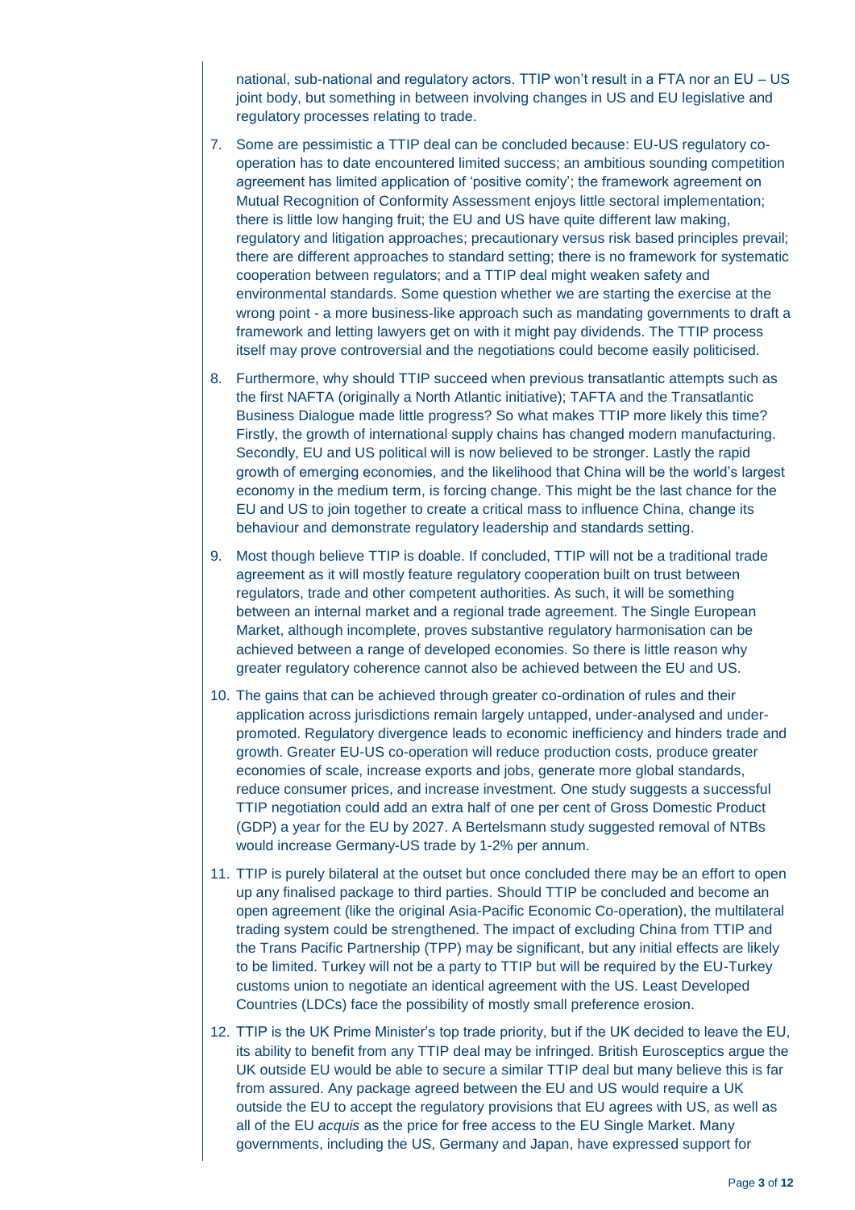national, sub-national and regulatory actors. TTIP won't result in a FTA nor an EU – US joint body, but something in between involving changes in US and EU legislative and regulatory processes relating to trade.

7. Some are pessimistic a TTIP deal can be concluded because: EU-US regulatory co-operation has to date encountered limited success; an ambitious sounding competition agreement has limited application of 'positive comity'; the framework agreement on Mutual Recognition of Conformity Assessment enjoys little sectoral implementation; there is little low hanging fruit; the EU and US have quite different law making, regulatory and litigation approaches; precautionary versus risk based principles prevail; there are different approaches to standard setting; there is no framework for systematic cooperation between regulators; and a TTIP deal might weaken safety and environmental standards. Some question whether we are starting the exercise at the wrong point - a more business-like approach such as mandating governments to draft a framework and letting lawyers get on with it might pay dividends. The TTIP process itself may prove controversial and the negotiations could become easily politicised.

8. Furthermore, why should TTIP succeed when previous transatlantic attempts such as the first NAFTA (originally a North Atlantic initiative); TAFTA and the Transatlantic Business Dialogue made little progress? So what makes TTIP more likely this time? Firstly, the growth of international supply chains has changed modern manufacturing. Secondly, EU and US political will is now believed to be stronger. Lastly the rapid growth of emerging economies, and the likelihood that China will be the world's largest economy in the medium term, is forcing change. This might be the last chance for the EU and US to join together to create a critical mass to influence China, change its behaviour and demonstrate regulatory leadership and standards setting.

9. Most though believe TTIP is doable. If concluded, TTIP will not be a traditional trade agreement as it will mostly feature regulatory cooperation built on trust between regulators, trade and other competent authorities. As such, it will be something between an internal market and a regional trade agreement. The Single European Market, although incomplete, proves substantive regulatory harmonisation can be achieved between a range of developed economies. So there is little reason why greater regulatory coherence cannot also be achieved between the EU and US.

10. The gains that can be achieved through greater co-ordination of rules and their application across jurisdictions remain largely untapped, under-analysed and under-promoted. Regulatory divergence leads to economic inefficiency and hinders trade and growth. Greater EU-US co-operation will reduce production costs, produce greater economies of scale, increase exports and jobs, generate more global standards, reduce consumer prices, and increase investment. One study suggests a successful TTIP negotiation could add an extra half of one per cent of Gross Domestic Product (GDP) a year for the EU by 2027. A Bertelsmann study suggested removal of NTBs would increase Germany-US trade by 1-2% per annum.

11. TTIP is purely bilateral at the outset but once concluded there may be an effort to open up any finalised package to third parties. Should TTIP be concluded and become an open agreement (like the original Asia-Pacific Economic Co-operation), the multilateral trading system could be strengthened. The impact of excluding China from TTIP and the Trans Pacific Partnership (TPP) may be significant, but any initial effects are likely to be limited. Turkey will not be a party to TTIP but will be required by the EU-Turkey customs union to negotiate an identical agreement with the US. Least Developed Countries (LDCs) face the possibility of mostly small preference erosion.

12. TTIP is the UK Prime Minister's top trade priority, but if the UK decided to leave the EU, its ability to benefit from any TTIP deal may be infringed. British Eurosceptics argue the UK outside EU would be able to secure a similar TTIP deal but many believe this is far from assured. Any package agreed between the EU and US would require a UK outside the EU to accept the regulatory provisions that EU agrees with US, as well as all of the EU *acquis* as the price for free access to the EU Single Market. Many governments, including the US, Germany and Japan, have expressed support for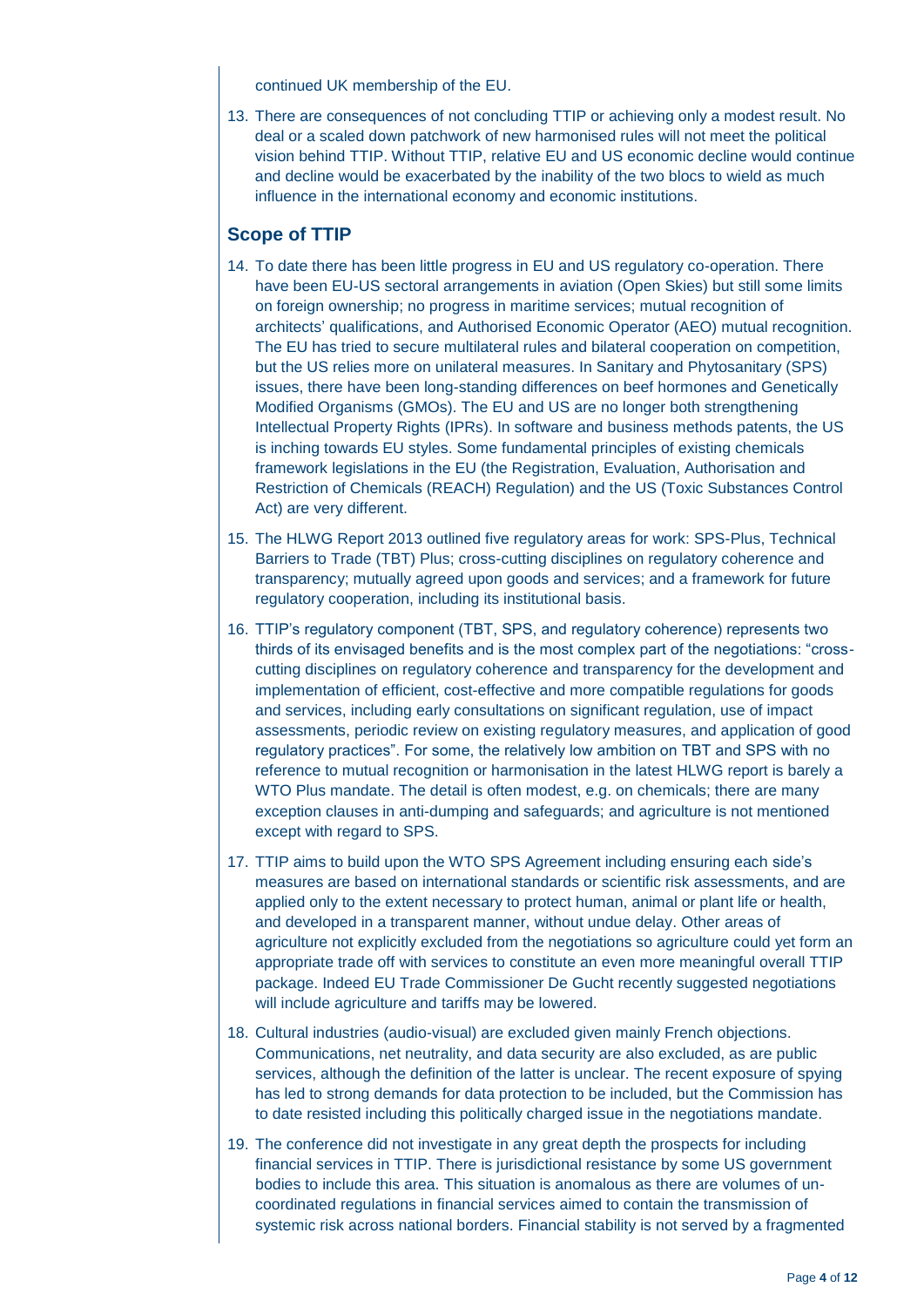continued UK membership of the EU.

13. There are consequences of not concluding TTIP or achieving only a modest result. No deal or a scaled down patchwork of new harmonised rules will not meet the political vision behind TTIP. Without TTIP, relative EU and US economic decline would continue and decline would be exacerbated by the inability of the two blocs to wield as much influence in the international economy and economic institutions.

## Scope of TTIP

14. To date there has been little progress in EU and US regulatory co-operation. There have been EU-US sectoral arrangements in aviation (Open Skies) but still some limits on foreign ownership; no progress in maritime services; mutual recognition of architects' qualifications, and Authorised Economic Operator (AEO) mutual recognition. The EU has tried to secure multilateral rules and bilateral cooperation on competition, but the US relies more on unilateral measures. In Sanitary and Phytosanitary (SPS) issues, there have been long-standing differences on beef hormones and Genetically Modified Organisms (GMOs). The EU and US are no longer both strengthening Intellectual Property Rights (IPRs). In software and business methods patents, the US is inching towards EU styles. Some fundamental principles of existing chemicals framework legislations in the EU (the Registration, Evaluation, Authorisation and Restriction of Chemicals (REACH) Regulation) and the US (Toxic Substances Control Act) are very different.

15. The HLWG Report 2013 outlined five regulatory areas for work: SPS-Plus, Technical Barriers to Trade (TBT) Plus; cross-cutting disciplines on regulatory coherence and transparency; mutually agreed upon goods and services; and a framework for future regulatory cooperation, including its institutional basis.

16. TTIP's regulatory component (TBT, SPS, and regulatory coherence) represents two thirds of its envisaged benefits and is the most complex part of the negotiations: "cross-cutting disciplines on regulatory coherence and transparency for the development and implementation of efficient, cost-effective and more compatible regulations for goods and services, including early consultations on significant regulation, use of impact assessments, periodic review on existing regulatory measures, and application of good regulatory practices". For some, the relatively low ambition on TBT and SPS with no reference to mutual recognition or harmonisation in the latest HLWG report is barely a WTO Plus mandate. The detail is often modest, e.g. on chemicals; there are many exception clauses in anti-dumping and safeguards; and agriculture is not mentioned except with regard to SPS.

17. TTIP aims to build upon the WTO SPS Agreement including ensuring each side's measures are based on international standards or scientific risk assessments, and are applied only to the extent necessary to protect human, animal or plant life or health, and developed in a transparent manner, without undue delay. Other areas of agriculture not explicitly excluded from the negotiations so agriculture could yet form an appropriate trade off with services to constitute an even more meaningful overall TTIP package. Indeed EU Trade Commissioner De Gucht recently suggested negotiations will include agriculture and tariffs may be lowered.

18. Cultural industries (audio-visual) are excluded given mainly French objections. Communications, net neutrality, and data security are also excluded, as are public services, although the definition of the latter is unclear. The recent exposure of spying has led to strong demands for data protection to be included, but the Commission has to date resisted including this politically charged issue in the negotiations mandate.

19. The conference did not investigate in any great depth the prospects for including financial services in TTIP. There is jurisdictional resistance by some US government bodies to include this area. This situation is anomalous as there are volumes of un-coordinated regulations in financial services aimed to contain the transmission of systemic risk across national borders. Financial stability is not served by a fragmented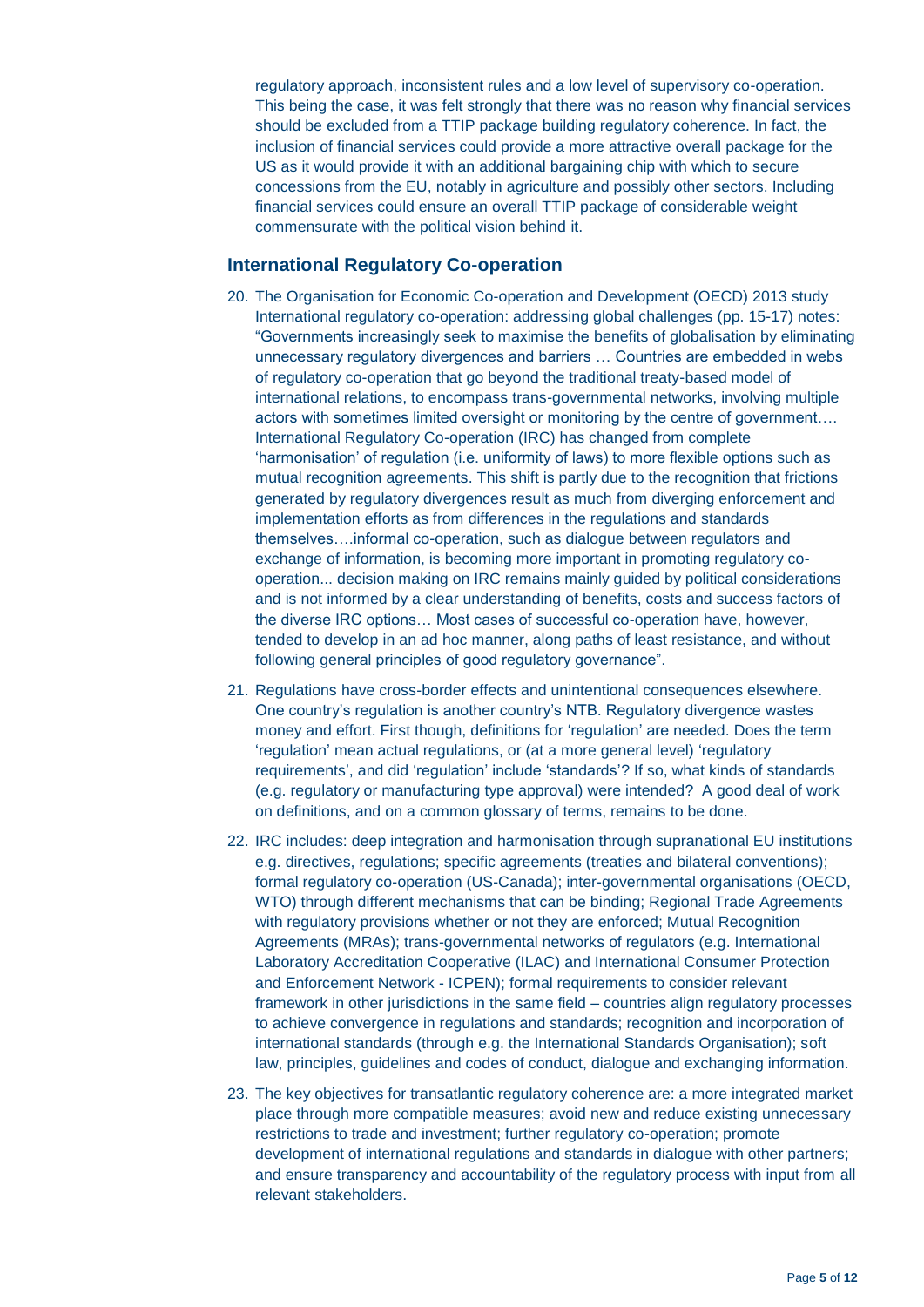regulatory approach, inconsistent rules and a low level of supervisory co-operation. This being the case, it was felt strongly that there was no reason why financial services should be excluded from a TTIP package building regulatory coherence. In fact, the inclusion of financial services could provide a more attractive overall package for the US as it would provide it with an additional bargaining chip with which to secure concessions from the EU, notably in agriculture and possibly other sectors. Including financial services could ensure an overall TTIP package of considerable weight commensurate with the political vision behind it.

## International Regulatory Co-operation

20. The Organisation for Economic Co-operation and Development (OECD) 2013 study International regulatory co-operation: addressing global challenges (pp. 15-17) notes: "Governments increasingly seek to maximise the benefits of globalisation by eliminating unnecessary regulatory divergences and barriers … Countries are embedded in webs of regulatory co-operation that go beyond the traditional treaty-based model of international relations, to encompass trans-governmental networks, involving multiple actors with sometimes limited oversight or monitoring by the centre of government…. International Regulatory Co-operation (IRC) has changed from complete 'harmonisation' of regulation (i.e. uniformity of laws) to more flexible options such as mutual recognition agreements. This shift is partly due to the recognition that frictions generated by regulatory divergences result as much from diverging enforcement and implementation efforts as from differences in the regulations and standards themselves….informal co-operation, such as dialogue between regulators and exchange of information, is becoming more important in promoting regulatory co-operation... decision making on IRC remains mainly guided by political considerations and is not informed by a clear understanding of benefits, costs and success factors of the diverse IRC options… Most cases of successful co-operation have, however, tended to develop in an ad hoc manner, along paths of least resistance, and without following general principles of good regulatory governance".

21. Regulations have cross-border effects and unintentional consequences elsewhere. One country's regulation is another country's NTB. Regulatory divergence wastes money and effort. First though, definitions for 'regulation' are needed. Does the term 'regulation' mean actual regulations, or (at a more general level) 'regulatory requirements', and did 'regulation' include 'standards'? If so, what kinds of standards (e.g. regulatory or manufacturing type approval) were intended? A good deal of work on definitions, and on a common glossary of terms, remains to be done.

22. IRC includes: deep integration and harmonisation through supranational EU institutions e.g. directives, regulations; specific agreements (treaties and bilateral conventions); formal regulatory co-operation (US-Canada); inter-governmental organisations (OECD, WTO) through different mechanisms that can be binding; Regional Trade Agreements with regulatory provisions whether or not they are enforced; Mutual Recognition Agreements (MRAs); trans-governmental networks of regulators (e.g. International Laboratory Accreditation Cooperative (ILAC) and International Consumer Protection and Enforcement Network - ICPEN); formal requirements to consider relevant framework in other jurisdictions in the same field – countries align regulatory processes to achieve convergence in regulations and standards; recognition and incorporation of international standards (through e.g. the International Standards Organisation); soft law, principles, guidelines and codes of conduct, dialogue and exchanging information.

23. The key objectives for transatlantic regulatory coherence are: a more integrated market place through more compatible measures; avoid new and reduce existing unnecessary restrictions to trade and investment; further regulatory co-operation; promote development of international regulations and standards in dialogue with other partners; and ensure transparency and accountability of the regulatory process with input from all relevant stakeholders.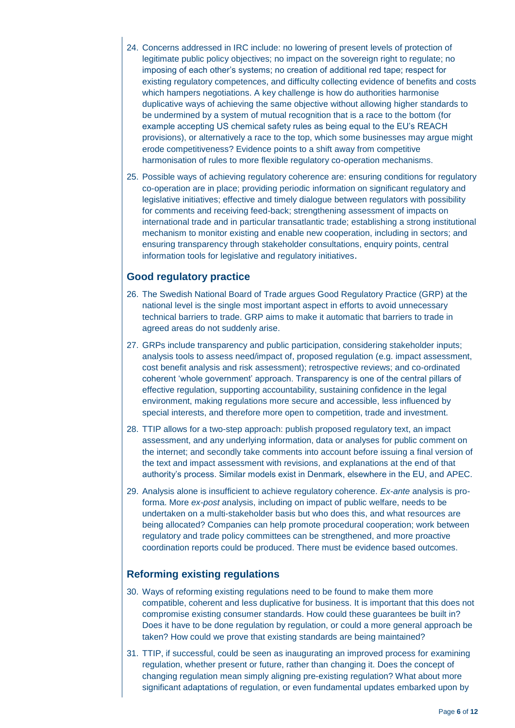24. Concerns addressed in IRC include: no lowering of present levels of protection of legitimate public policy objectives; no impact on the sovereign right to regulate; no imposing of each other's systems; no creation of additional red tape; respect for existing regulatory competences, and difficulty collecting evidence of benefits and costs which hampers negotiations. A key challenge is how do authorities harmonise duplicative ways of achieving the same objective without allowing higher standards to be undermined by a system of mutual recognition that is a race to the bottom (for example accepting US chemical safety rules as being equal to the EU's REACH provisions), or alternatively a race to the top, which some businesses may argue might erode competitiveness? Evidence points to a shift away from competitive harmonisation of rules to more flexible regulatory co-operation mechanisms.

25. Possible ways of achieving regulatory coherence are: ensuring conditions for regulatory co-operation are in place; providing periodic information on significant regulatory and legislative initiatives; effective and timely dialogue between regulators with possibility for comments and receiving feed-back; strengthening assessment of impacts on international trade and in particular transatlantic trade; establishing a strong institutional mechanism to monitor existing and enable new cooperation, including in sectors; and ensuring transparency through stakeholder consultations, enquiry points, central information tools for legislative and regulatory initiatives.

## Good regulatory practice

26. The Swedish National Board of Trade argues Good Regulatory Practice (GRP) at the national level is the single most important aspect in efforts to avoid unnecessary technical barriers to trade. GRP aims to make it automatic that barriers to trade in agreed areas do not suddenly arise.

27. GRPs include transparency and public participation, considering stakeholder inputs; analysis tools to assess need/impact of, proposed regulation (e.g. impact assessment, cost benefit analysis and risk assessment); retrospective reviews; and co-ordinated coherent 'whole government' approach. Transparency is one of the central pillars of effective regulation, supporting accountability, sustaining confidence in the legal environment, making regulations more secure and accessible, less influenced by special interests, and therefore more open to competition, trade and investment.

28. TTIP allows for a two-step approach: publish proposed regulatory text, an impact assessment, and any underlying information, data or analyses for public comment on the internet; and secondly take comments into account before issuing a final version of the text and impact assessment with revisions, and explanations at the end of that authority's process. Similar models exist in Denmark, elsewhere in the EU, and APEC.

29. Analysis alone is insufficient to achieve regulatory coherence. *Ex-ante* analysis is pro-forma. More *ex-post* analysis, including on impact of public welfare, needs to be undertaken on a multi-stakeholder basis but who does this, and what resources are being allocated? Companies can help promote procedural cooperation; work between regulatory and trade policy committees can be strengthened, and more proactive coordination reports could be produced. There must be evidence based outcomes.

## Reforming existing regulations

30. Ways of reforming existing regulations need to be found to make them more compatible, coherent and less duplicative for business. It is important that this does not compromise existing consumer standards. How could these guarantees be built in? Does it have to be done regulation by regulation, or could a more general approach be taken? How could we prove that existing standards are being maintained?

31. TTIP, if successful, could be seen as inaugurating an improved process for examining regulation, whether present or future, rather than changing it. Does the concept of changing regulation mean simply aligning pre-existing regulation? What about more significant adaptations of regulation, or even fundamental updates embarked upon by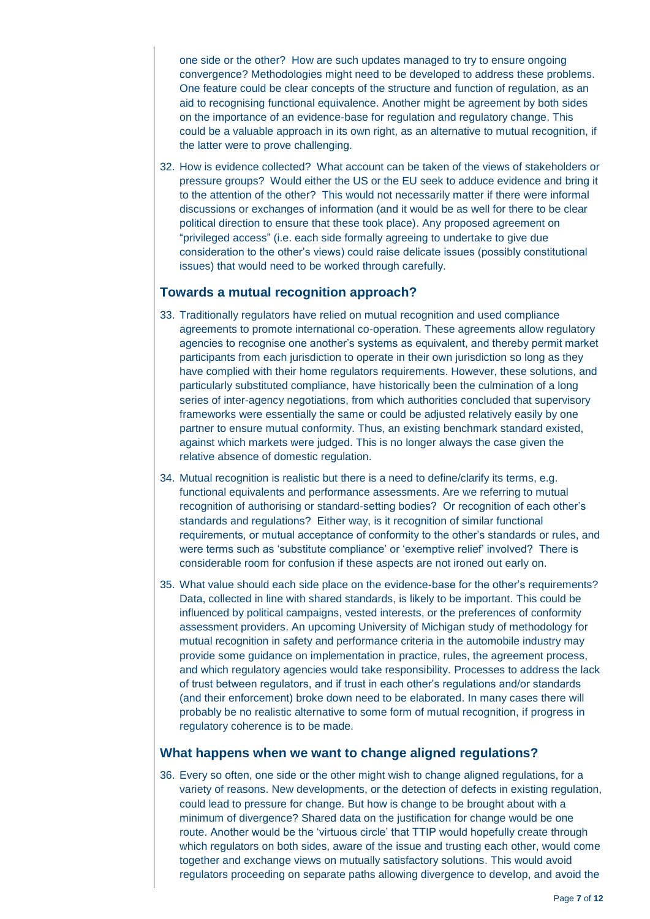one side or the other? How are such updates managed to try to ensure ongoing convergence? Methodologies might need to be developed to address these problems. One feature could be clear concepts of the structure and function of regulation, as an aid to recognising functional equivalence. Another might be agreement by both sides on the importance of an evidence-base for regulation and regulatory change. This could be a valuable approach in its own right, as an alternative to mutual recognition, if the latter were to prove challenging.

32. How is evidence collected? What account can be taken of the views of stakeholders or pressure groups? Would either the US or the EU seek to adduce evidence and bring it to the attention of the other? This would not necessarily matter if there were informal discussions or exchanges of information (and it would be as well for there to be clear political direction to ensure that these took place). Any proposed agreement on "privileged access" (i.e. each side formally agreeing to undertake to give due consideration to the other's views) could raise delicate issues (possibly constitutional issues) that would need to be worked through carefully.

## Towards a mutual recognition approach?

33. Traditionally regulators have relied on mutual recognition and used compliance agreements to promote international co-operation. These agreements allow regulatory agencies to recognise one another's systems as equivalent, and thereby permit market participants from each jurisdiction to operate in their own jurisdiction so long as they have complied with their home regulators requirements. However, these solutions, and particularly substituted compliance, have historically been the culmination of a long series of inter-agency negotiations, from which authorities concluded that supervisory frameworks were essentially the same or could be adjusted relatively easily by one partner to ensure mutual conformity. Thus, an existing benchmark standard existed, against which markets were judged. This is no longer always the case given the relative absence of domestic regulation.

34. Mutual recognition is realistic but there is a need to define/clarify its terms, e.g. functional equivalents and performance assessments. Are we referring to mutual recognition of authorising or standard-setting bodies? Or recognition of each other's standards and regulations? Either way, is it recognition of similar functional requirements, or mutual acceptance of conformity to the other's standards or rules, and were terms such as 'substitute compliance' or 'exemptive relief' involved? There is considerable room for confusion if these aspects are not ironed out early on.

35. What value should each side place on the evidence-base for the other's requirements? Data, collected in line with shared standards, is likely to be important. This could be influenced by political campaigns, vested interests, or the preferences of conformity assessment providers. An upcoming University of Michigan study of methodology for mutual recognition in safety and performance criteria in the automobile industry may provide some guidance on implementation in practice, rules, the agreement process, and which regulatory agencies would take responsibility. Processes to address the lack of trust between regulators, and if trust in each other's regulations and/or standards (and their enforcement) broke down need to be elaborated. In many cases there will probably be no realistic alternative to some form of mutual recognition, if progress in regulatory coherence is to be made.

## What happens when we want to change aligned regulations?

36. Every so often, one side or the other might wish to change aligned regulations, for a variety of reasons. New developments, or the detection of defects in existing regulation, could lead to pressure for change. But how is change to be brought about with a minimum of divergence? Shared data on the justification for change would be one route. Another would be the 'virtuous circle' that TTIP would hopefully create through which regulators on both sides, aware of the issue and trusting each other, would come together and exchange views on mutually satisfactory solutions. This would avoid regulators proceeding on separate paths allowing divergence to develop, and avoid the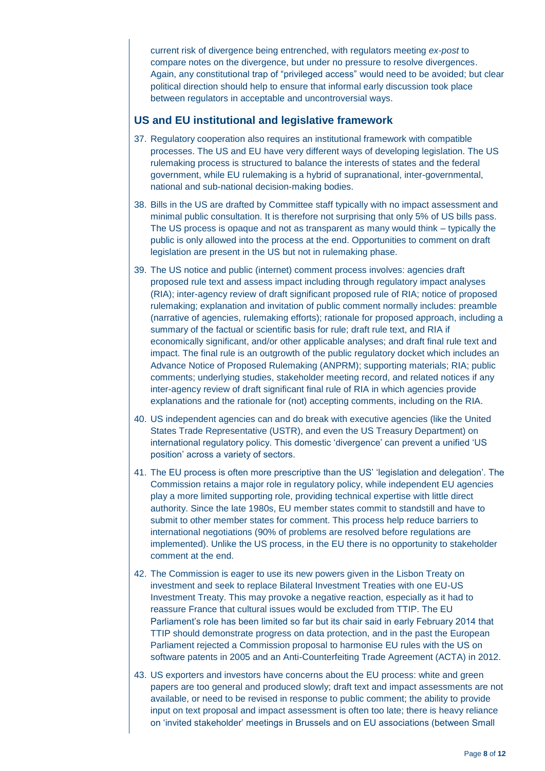current risk of divergence being entrenched, with regulators meeting *ex-post* to compare notes on the divergence, but under no pressure to resolve divergences. Again, any constitutional trap of "privileged access" would need to be avoided; but clear political direction should help to ensure that informal early discussion took place between regulators in acceptable and uncontroversial ways.

## US and EU institutional and legislative framework

37. Regulatory cooperation also requires an institutional framework with compatible processes. The US and EU have very different ways of developing legislation. The US rulemaking process is structured to balance the interests of states and the federal government, while EU rulemaking is a hybrid of supranational, inter-governmental, national and sub-national decision-making bodies.

38. Bills in the US are drafted by Committee staff typically with no impact assessment and minimal public consultation. It is therefore not surprising that only 5% of US bills pass. The US process is opaque and not as transparent as many would think – typically the public is only allowed into the process at the end. Opportunities to comment on draft legislation are present in the US but not in rulemaking phase.

39. The US notice and public (internet) comment process involves: agencies draft proposed rule text and assess impact including through regulatory impact analyses (RIA); inter-agency review of draft significant proposed rule of RIA; notice of proposed rulemaking; explanation and invitation of public comment normally includes: preamble (narrative of agencies, rulemaking efforts); rationale for proposed approach, including a summary of the factual or scientific basis for rule; draft rule text, and RIA if economically significant, and/or other applicable analyses; and draft final rule text and impact. The final rule is an outgrowth of the public regulatory docket which includes an Advance Notice of Proposed Rulemaking (ANPRM); supporting materials; RIA; public comments; underlying studies, stakeholder meeting record, and related notices if any inter-agency review of draft significant final rule of RIA in which agencies provide explanations and the rationale for (not) accepting comments, including on the RIA.

40. US independent agencies can and do break with executive agencies (like the United States Trade Representative (USTR), and even the US Treasury Department) on international regulatory policy. This domestic 'divergence' can prevent a unified 'US position' across a variety of sectors.

41. The EU process is often more prescriptive than the US' 'legislation and delegation'. The Commission retains a major role in regulatory policy, while independent EU agencies play a more limited supporting role, providing technical expertise with little direct authority. Since the late 1980s, EU member states commit to standstill and have to submit to other member states for comment. This process help reduce barriers to international negotiations (90% of problems are resolved before regulations are implemented). Unlike the US process, in the EU there is no opportunity to stakeholder comment at the end.

42. The Commission is eager to use its new powers given in the Lisbon Treaty on investment and seek to replace Bilateral Investment Treaties with one EU-US Investment Treaty. This may provoke a negative reaction, especially as it had to reassure France that cultural issues would be excluded from TTIP. The EU Parliament's role has been limited so far but its chair said in early February 2014 that TTIP should demonstrate progress on data protection, and in the past the European Parliament rejected a Commission proposal to harmonise EU rules with the US on software patents in 2005 and an Anti-Counterfeiting Trade Agreement (ACTA) in 2012.

43. US exporters and investors have concerns about the EU process: white and green papers are too general and produced slowly; draft text and impact assessments are not available, or need to be revised in response to public comment; the ability to provide input on text proposal and impact assessment is often too late; there is heavy reliance on 'invited stakeholder' meetings in Brussels and on EU associations (between Small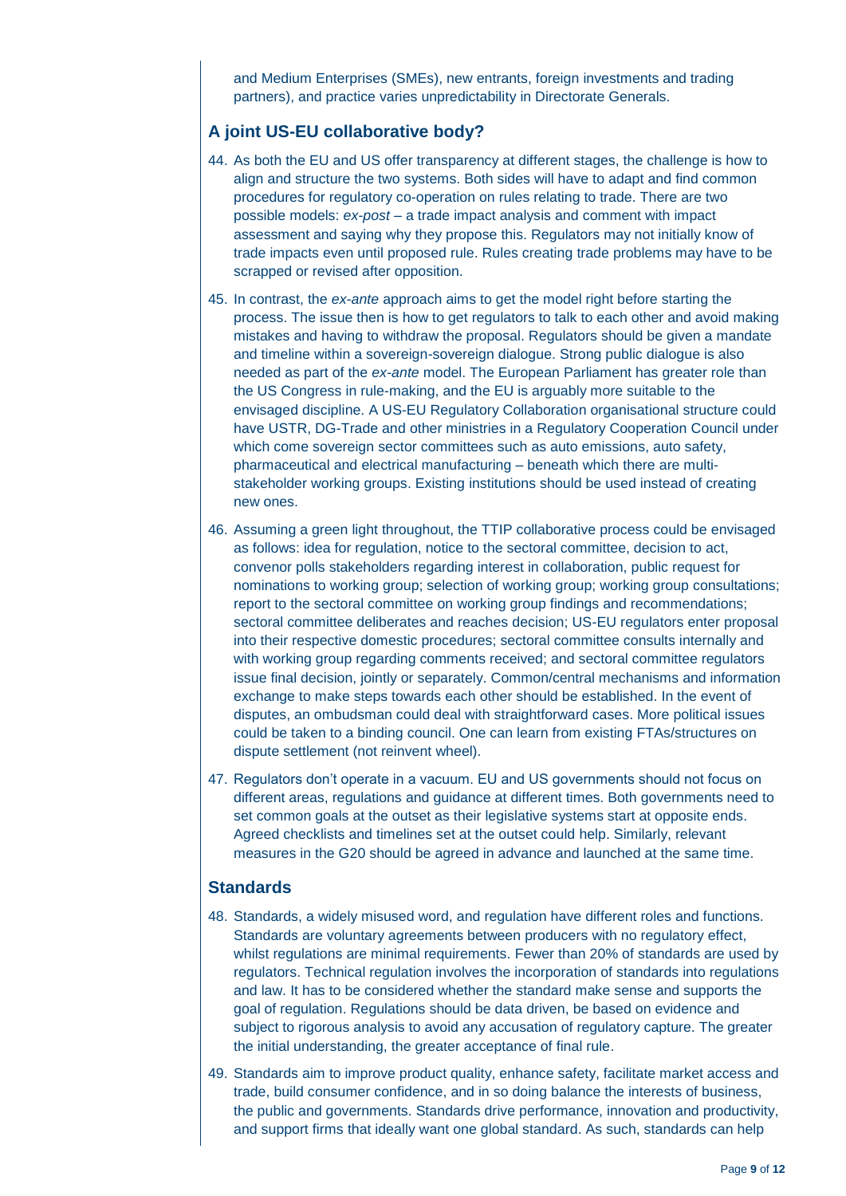and Medium Enterprises (SMEs), new entrants, foreign investments and trading partners), and practice varies unpredictability in Directorate Generals.

## A joint US-EU collaborative body?

44. As both the EU and US offer transparency at different stages, the challenge is how to align and structure the two systems. Both sides will have to adapt and find common procedures for regulatory co-operation on rules relating to trade. There are two possible models: *ex-post* – a trade impact analysis and comment with impact assessment and saying why they propose this. Regulators may not initially know of trade impacts even until proposed rule. Rules creating trade problems may have to be scrapped or revised after opposition.

45. In contrast, the *ex-ante* approach aims to get the model right before starting the process. The issue then is how to get regulators to talk to each other and avoid making mistakes and having to withdraw the proposal. Regulators should be given a mandate and timeline within a sovereign-sovereign dialogue. Strong public dialogue is also needed as part of the *ex-ante* model. The European Parliament has greater role than the US Congress in rule-making, and the EU is arguably more suitable to the envisaged discipline. A US-EU Regulatory Collaboration organisational structure could have USTR, DG-Trade and other ministries in a Regulatory Cooperation Council under which come sovereign sector committees such as auto emissions, auto safety, pharmaceutical and electrical manufacturing – beneath which there are multi-stakeholder working groups. Existing institutions should be used instead of creating new ones.

46. Assuming a green light throughout, the TTIP collaborative process could be envisaged as follows: idea for regulation, notice to the sectoral committee, decision to act, convenor polls stakeholders regarding interest in collaboration, public request for nominations to working group; selection of working group; working group consultations; report to the sectoral committee on working group findings and recommendations; sectoral committee deliberates and reaches decision; US-EU regulators enter proposal into their respective domestic procedures; sectoral committee consults internally and with working group regarding comments received; and sectoral committee regulators issue final decision, jointly or separately. Common/central mechanisms and information exchange to make steps towards each other should be established. In the event of disputes, an ombudsman could deal with straightforward cases. More political issues could be taken to a binding council. One can learn from existing FTAs/structures on dispute settlement (not reinvent wheel).

47. Regulators don't operate in a vacuum. EU and US governments should not focus on different areas, regulations and guidance at different times. Both governments need to set common goals at the outset as their legislative systems start at opposite ends. Agreed checklists and timelines set at the outset could help. Similarly, relevant measures in the G20 should be agreed in advance and launched at the same time.

## Standards

48. Standards, a widely misused word, and regulation have different roles and functions. Standards are voluntary agreements between producers with no regulatory effect, whilst regulations are minimal requirements. Fewer than 20% of standards are used by regulators. Technical regulation involves the incorporation of standards into regulations and law. It has to be considered whether the standard make sense and supports the goal of regulation. Regulations should be data driven, be based on evidence and subject to rigorous analysis to avoid any accusation of regulatory capture. The greater the initial understanding, the greater acceptance of final rule.

49. Standards aim to improve product quality, enhance safety, facilitate market access and trade, build consumer confidence, and in so doing balance the interests of business, the public and governments. Standards drive performance, innovation and productivity, and support firms that ideally want one global standard. As such, standards can help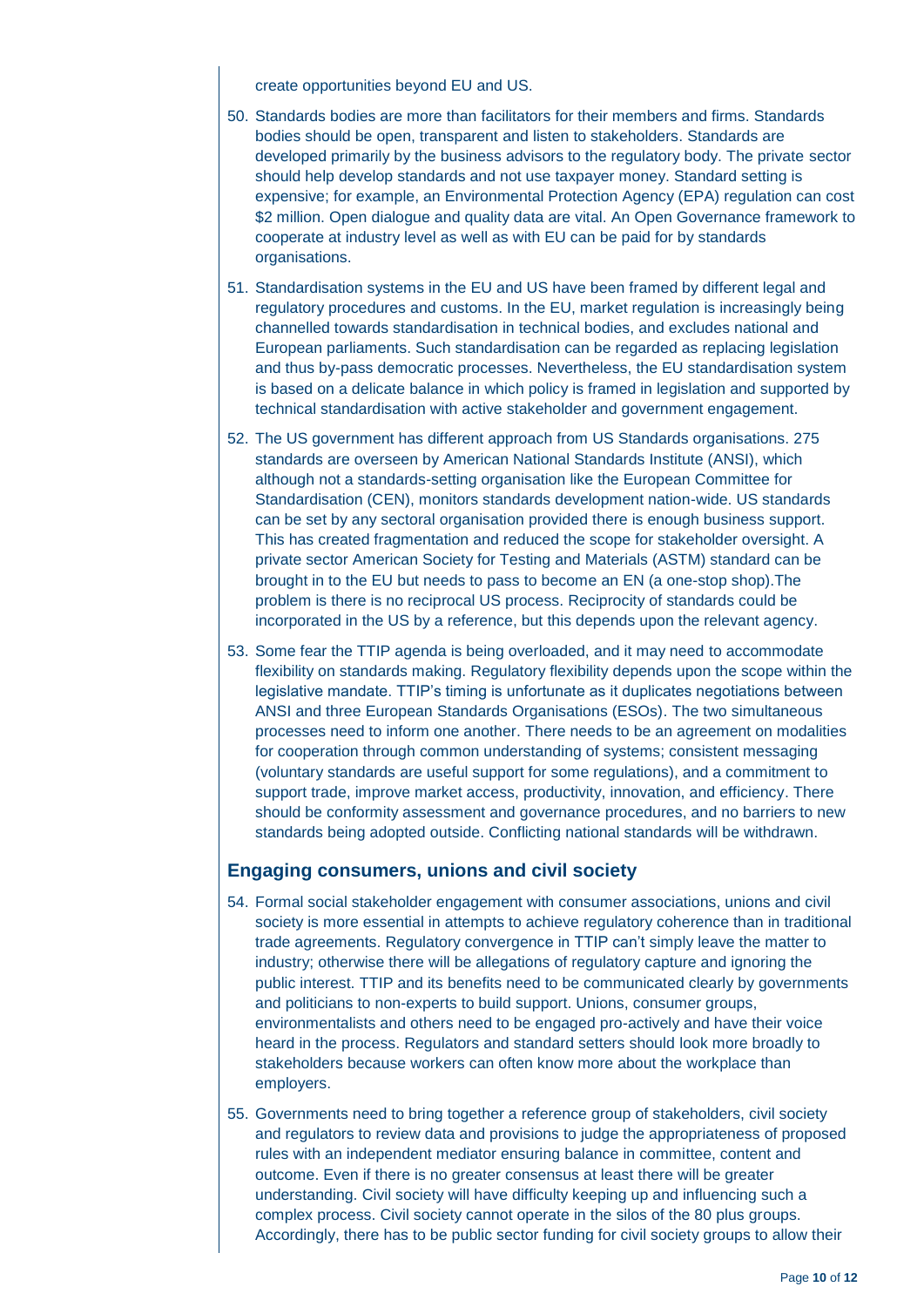create opportunities beyond EU and US.

50. Standards bodies are more than facilitators for their members and firms. Standards bodies should be open, transparent and listen to stakeholders. Standards are developed primarily by the business advisors to the regulatory body. The private sector should help develop standards and not use taxpayer money. Standard setting is expensive; for example, an Environmental Protection Agency (EPA) regulation can cost $2 million. Open dialogue and quality data are vital. An Open Governance framework to cooperate at industry level as well as with EU can be paid for by standards organisations.

51. Standardisation systems in the EU and US have been framed by different legal and regulatory procedures and customs. In the EU, market regulation is increasingly being channelled towards standardisation in technical bodies, and excludes national and European parliaments. Such standardisation can be regarded as replacing legislation and thus by-pass democratic processes. Nevertheless, the EU standardisation system is based on a delicate balance in which policy is framed in legislation and supported by technical standardisation with active stakeholder and government engagement.

52. The US government has different approach from US Standards organisations. 275 standards are overseen by American National Standards Institute (ANSI), which although not a standards-setting organisation like the European Committee for Standardisation (CEN), monitors standards development nation-wide. US standards can be set by any sectoral organisation provided there is enough business support. This has created fragmentation and reduced the scope for stakeholder oversight. A private sector American Society for Testing and Materials (ASTM) standard can be brought in to the EU but needs to pass to become an EN (a one-stop shop).The problem is there is no reciprocal US process. Reciprocity of standards could be incorporated in the US by a reference, but this depends upon the relevant agency.

53. Some fear the TTIP agenda is being overloaded, and it may need to accommodate flexibility on standards making. Regulatory flexibility depends upon the scope within the legislative mandate. TTIP's timing is unfortunate as it duplicates negotiations between ANSI and three European Standards Organisations (ESOs). The two simultaneous processes need to inform one another. There needs to be an agreement on modalities for cooperation through common understanding of systems; consistent messaging (voluntary standards are useful support for some regulations), and a commitment to support trade, improve market access, productivity, innovation, and efficiency. There should be conformity assessment and governance procedures, and no barriers to new standards being adopted outside. Conflicting national standards will be withdrawn.

## Engaging consumers, unions and civil society

54. Formal social stakeholder engagement with consumer associations, unions and civil society is more essential in attempts to achieve regulatory coherence than in traditional trade agreements. Regulatory convergence in TTIP can't simply leave the matter to industry; otherwise there will be allegations of regulatory capture and ignoring the public interest. TTIP and its benefits need to be communicated clearly by governments and politicians to non-experts to build support. Unions, consumer groups, environmentalists and others need to be engaged pro-actively and have their voice heard in the process. Regulators and standard setters should look more broadly to stakeholders because workers can often know more about the workplace than employers.

55. Governments need to bring together a reference group of stakeholders, civil society and regulators to review data and provisions to judge the appropriateness of proposed rules with an independent mediator ensuring balance in committee, content and outcome. Even if there is no greater consensus at least there will be greater understanding. Civil society will have difficulty keeping up and influencing such a complex process. Civil society cannot operate in the silos of the 80 plus groups. Accordingly, there has to be public sector funding for civil society groups to allow their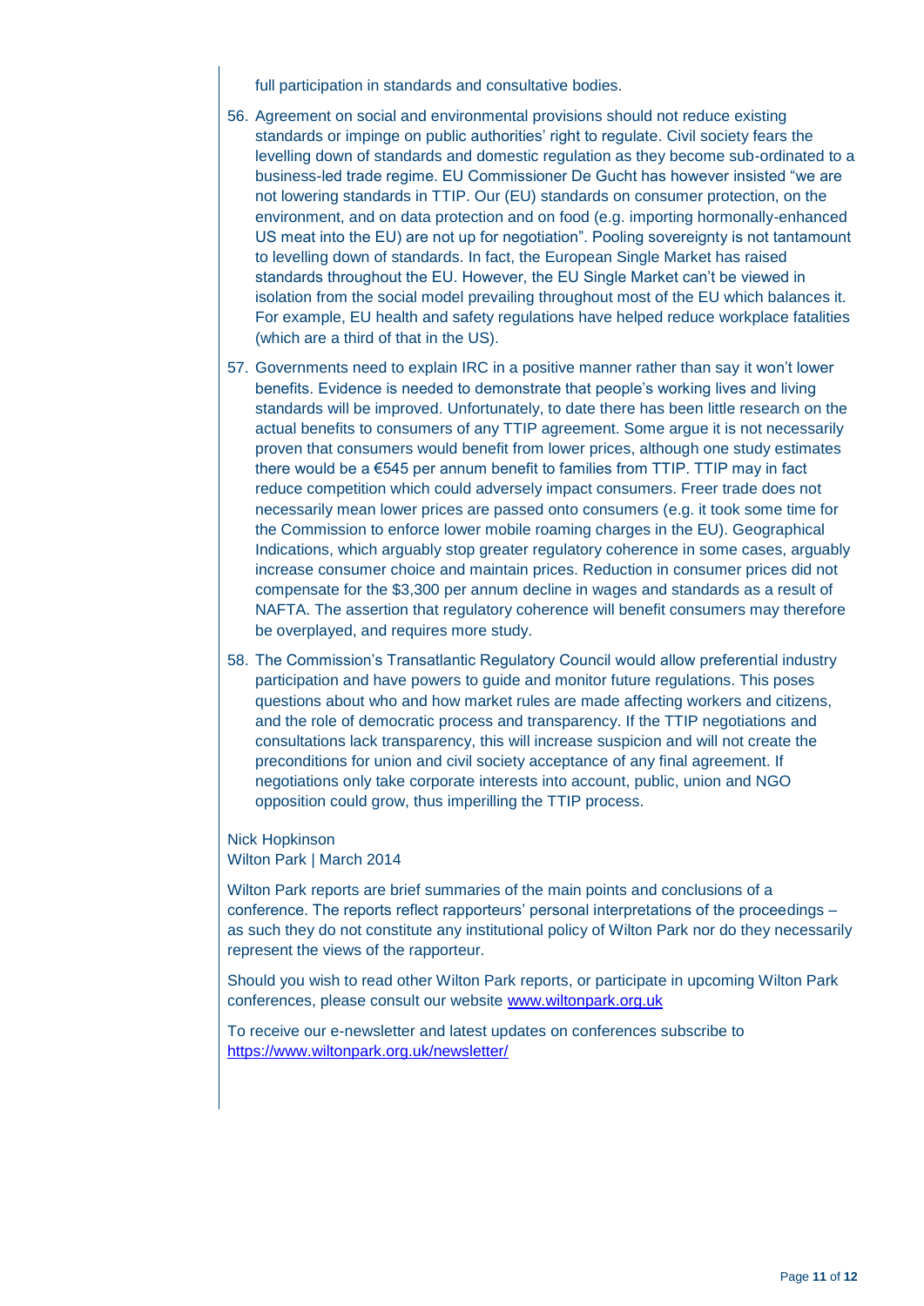full participation in standards and consultative bodies.

56. Agreement on social and environmental provisions should not reduce existing standards or impinge on public authorities' right to regulate. Civil society fears the levelling down of standards and domestic regulation as they become sub-ordinated to a business-led trade regime. EU Commissioner De Gucht has however insisted "we are not lowering standards in TTIP. Our (EU) standards on consumer protection, on the environment, and on data protection and on food (e.g. importing hormonally-enhanced US meat into the EU) are not up for negotiation". Pooling sovereignty is not tantamount to levelling down of standards. In fact, the European Single Market has raised standards throughout the EU. However, the EU Single Market can't be viewed in isolation from the social model prevailing throughout most of the EU which balances it. For example, EU health and safety regulations have helped reduce workplace fatalities (which are a third of that in the US).

57. Governments need to explain IRC in a positive manner rather than say it won't lower benefits. Evidence is needed to demonstrate that people's working lives and living standards will be improved. Unfortunately, to date there has been little research on the actual benefits to consumers of any TTIP agreement. Some argue it is not necessarily proven that consumers would benefit from lower prices, although one study estimates there would be a €545 per annum benefit to families from TTIP. TTIP may in fact reduce competition which could adversely impact consumers. Freer trade does not necessarily mean lower prices are passed onto consumers (e.g. it took some time for the Commission to enforce lower mobile roaming charges in the EU). Geographical Indications, which arguably stop greater regulatory coherence in some cases, arguably increase consumer choice and maintain prices. Reduction in consumer prices did not compensate for the $3,300 per annum decline in wages and standards as a result of NAFTA. The assertion that regulatory coherence will benefit consumers may therefore be overplayed, and requires more study.

58. The Commission's Transatlantic Regulatory Council would allow preferential industry participation and have powers to guide and monitor future regulations. This poses questions about who and how market rules are made affecting workers and citizens, and the role of democratic process and transparency. If the TTIP negotiations and consultations lack transparency, this will increase suspicion and will not create the preconditions for union and civil society acceptance of any final agreement. If negotiations only take corporate interests into account, public, union and NGO opposition could grow, thus imperilling the TTIP process.

Nick Hopkinson  
Wilton Park | March 2014

Wilton Park reports are brief summaries of the main points and conclusions of a conference. The reports reflect rapporteurs' personal interpretations of the proceedings – as such they do not constitute any institutional policy of Wilton Park nor do they necessarily represent the views of the rapporteur.

Should you wish to read other Wilton Park reports, or participate in upcoming Wilton Park conferences, please consult our website [www.wiltonpark.org.uk](http://www.wiltonpark.org.uk)

To receive our e-newsletter and latest updates on conferences subscribe to [https://www.wiltonpark.org.uk/newsletter/](https://www.wiltonpark.org.uk/newsletter/)